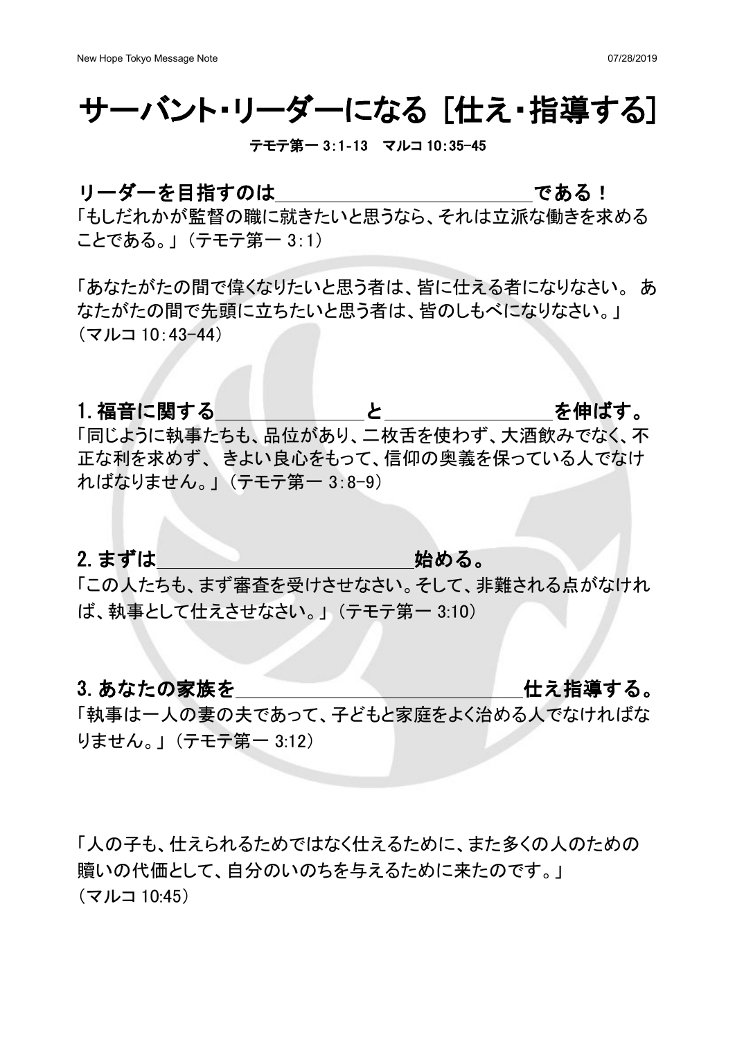# サーバント・リーダーになる [仕え・指導する]

テモテ第一 3:1-13　マルコ 10:35-45

## リーダーを目指すのは＿＿＿＿＿＿＿＿＿＿＿＿＿＿である！

「もしだれかが監督の職に就きたいと思うなら、それは立派な働きを求めることである。」（テモテ第一 3:1）

「あなたがたの間で偉くなりたいと思う者は、皆に仕える者になりなさい。 あなたがたの間で先頭に立ちたいと思う者は、皆のしもべになりなさい。」（マルコ 10:43-44）

## 1. 福音に関する＿＿＿＿＿＿＿＿と＿＿＿＿＿＿＿＿＿を伸ばす。

「同じように執事たちも、品位があり、二枚舌を使わず、大酒飲みでなく、不正な利を求めず、 きよい良心をもって、信仰の奥義を保っている人でなければなりません。」（テモテ第一 3:8-9）

## 2. まずは＿＿＿＿＿＿＿＿＿＿＿＿＿＿始める。

「この人たちも、まず審査を受けさせなさい。そして、非難される点がなければ、執事として仕えさせなさい。」（テモテ第一 3:10）

## 3. あなたの家族を＿＿＿＿＿＿＿＿＿＿＿＿＿＿＿仕え指導する。

「執事は一人の妻の夫であって、子どもと家庭をよく治める人でなければなりません。」（テモテ第一 3:12）

「人の子も、仕えられるためではなく仕えるために、また多くの人のための贖いの代価として、自分のいのちを与えるために来たのです。」（マルコ 10:45）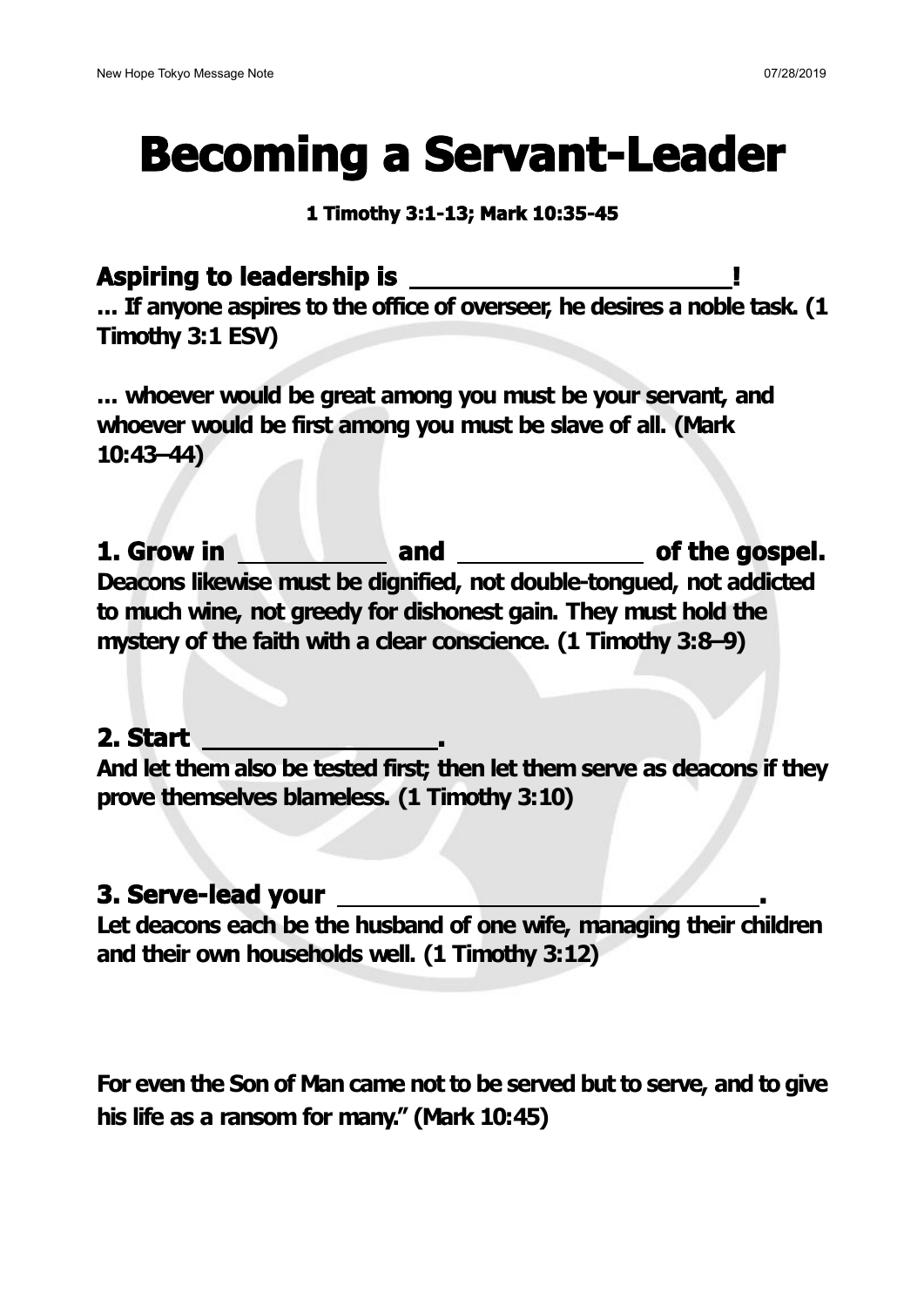# Becoming a Servant-Leader

**1 Timothy 3:1-13; Mark 10:35-45**

## Aspiring to leadership is ____________________!

**... If anyone aspires to the office of overseer, he desires a noble task. (1 Timothy 3:1 ESV)**

**... whoever would be great among you must be your servant, and whoever would be first among you must be slave of all. (Mark 10:43–44)**

## 1. Grow in __________ and ____________ of the gospel.

**Deacons likewise must be dignified, not double-tongued, not addicted to much wine, not greedy for dishonest gain. They must hold the mystery of the faith with a clear conscience. (1 Timothy 3:8–9)**

## 2. Start _______________.

**And let them also be tested first; then let them serve as deacons if they prove themselves blameless. (1 Timothy 3:10)**

## 3. Serve-lead your _____________________________.

**Let deacons each be the husband of one wife, managing their children and their own households well. (1 Timothy 3:12)**

**For even the Son of Man came not to be served but to serve, and to give his life as a ransom for many." (Mark 10:45)**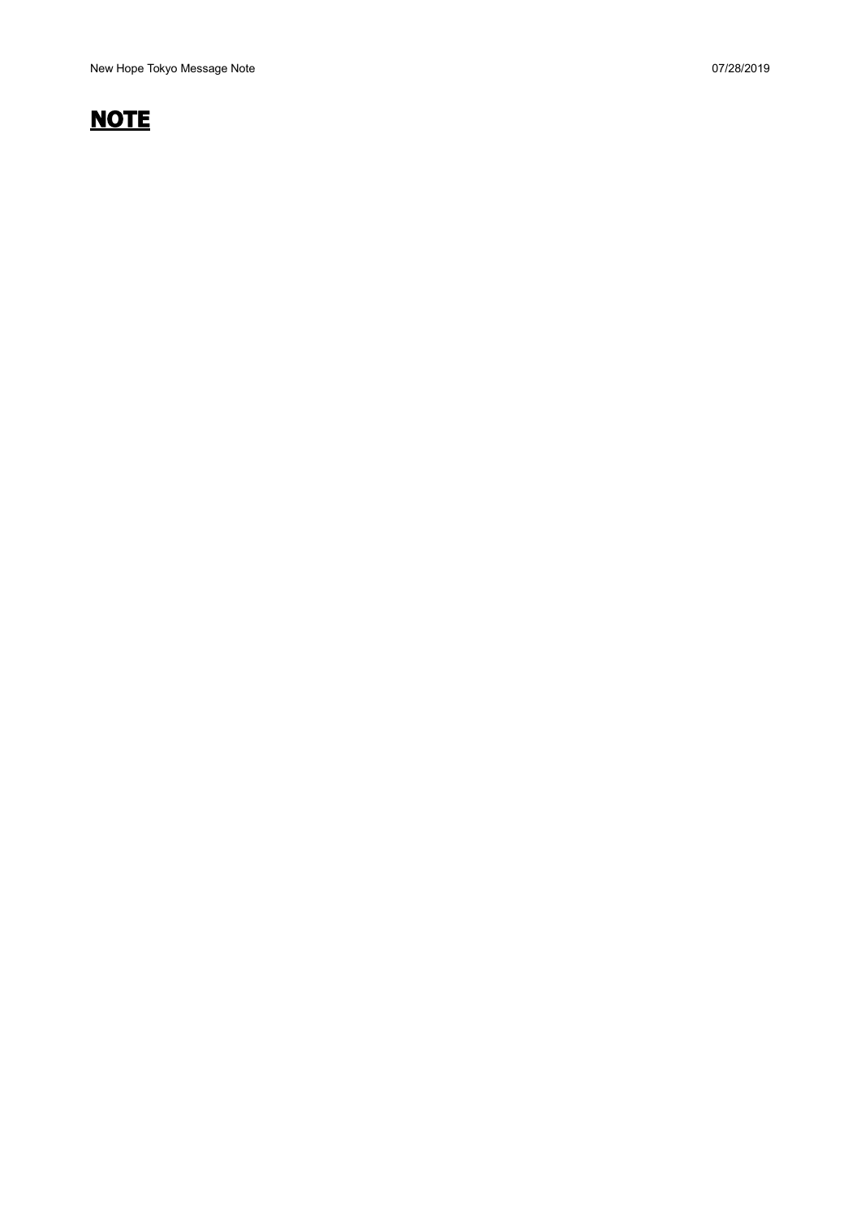## **NOTE**